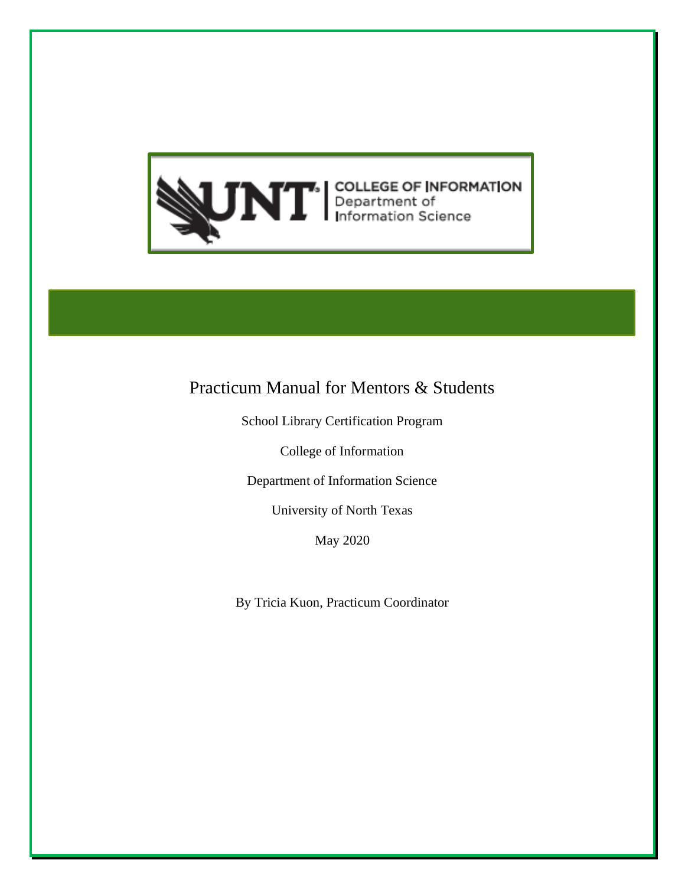# Practicum Manual for Mentors & Students

School Library Certification Program

College of Information

Department of Information Science

University of North Texas

May 2020

By Tricia Kuon, Practicum Coordinator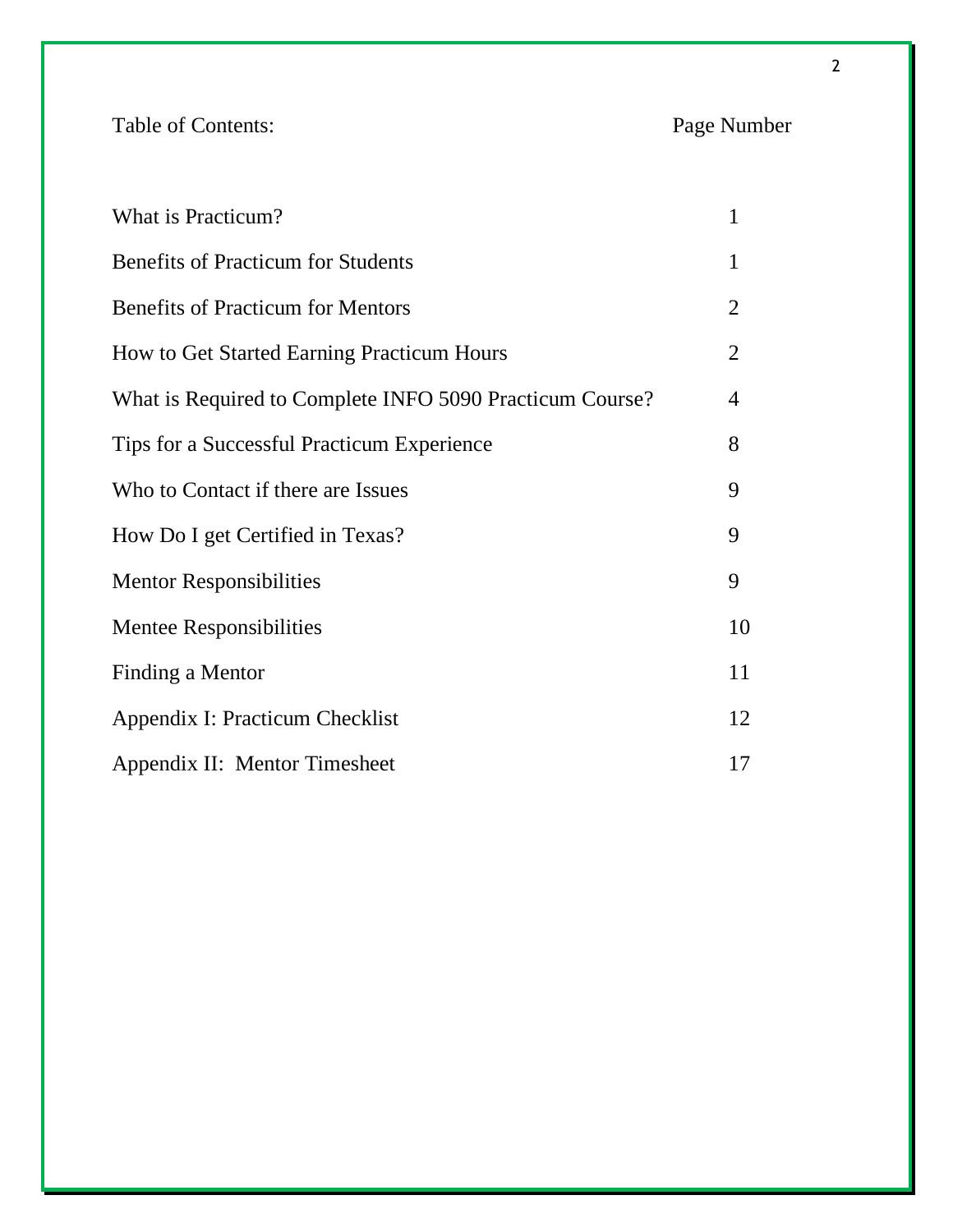| Table of Contents: | Page Number |
| --- | --- |
| What is Practicum? | 1 |
| Benefits of Practicum for Students | 1 |
| Benefits of Practicum for Mentors | 2 |
| How to Get Started Earning Practicum Hours | 2 |
| What is Required to Complete INFO 5090 Practicum Course? | 4 |
| Tips for a Successful Practicum Experience | 8 |
| Who to Contact if there are Issues | 9 |
| How Do I get Certified in Texas? | 9 |
| Mentor Responsibilities | 9 |
| Mentee Responsibilities | 10 |
| Finding a Mentor | 11 |
| Appendix I: Practicum Checklist | 12 |
| Appendix II: Mentor Timesheet | 17 |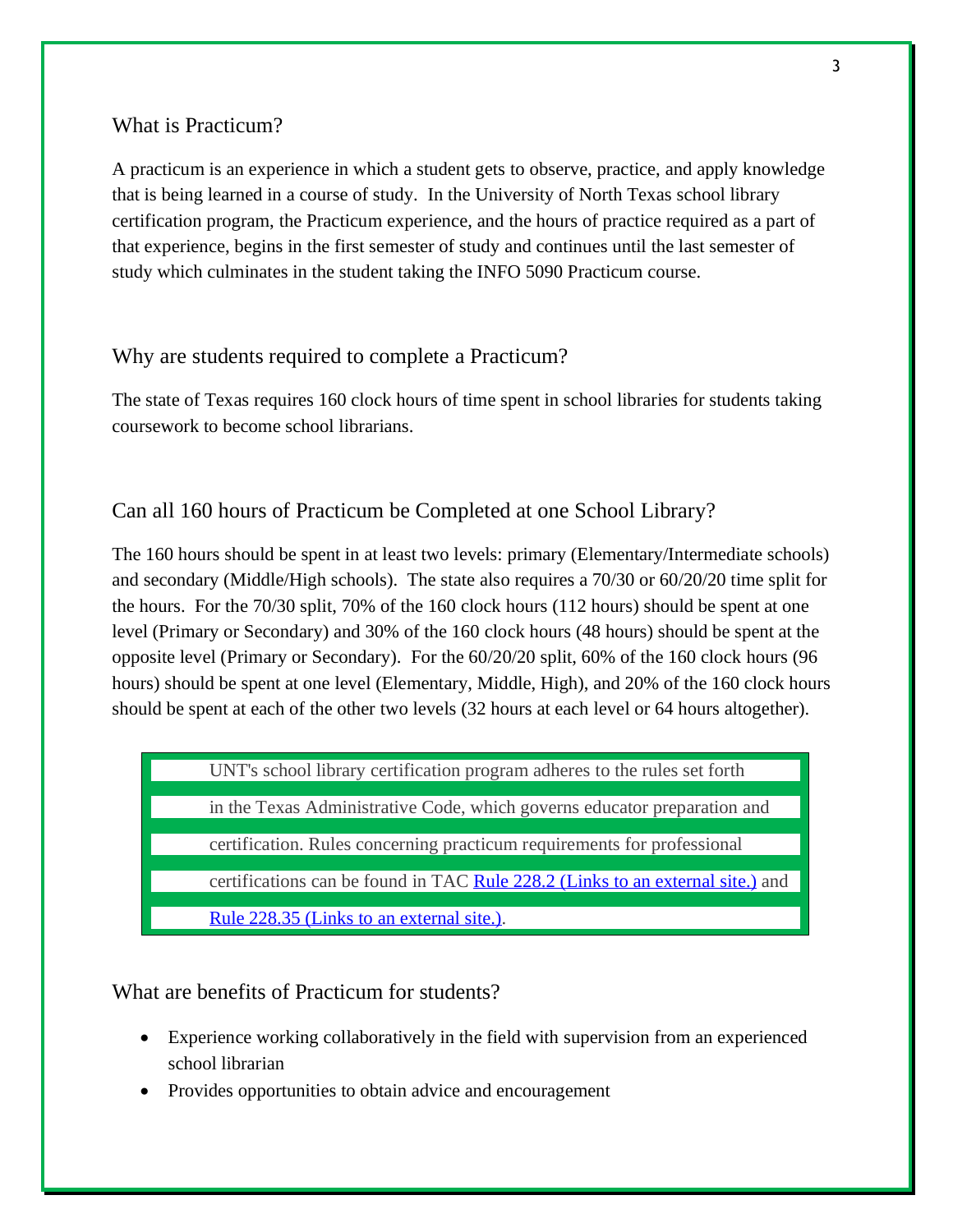## What is Practicum?

A practicum is an experience in which a student gets to observe, practice, and apply knowledge that is being learned in a course of study. In the University of North Texas school library certification program, the Practicum experience, and the hours of practice required as a part of that experience, begins in the first semester of study and continues until the last semester of study which culminates in the student taking the INFO 5090 Practicum course.

## Why are students required to complete a Practicum?

The state of Texas requires 160 clock hours of time spent in school libraries for students taking coursework to become school librarians.

## Can all 160 hours of Practicum be Completed at one School Library?

The 160 hours should be spent in at least two levels: primary (Elementary/Intermediate schools) and secondary (Middle/High schools). The state also requires a 70/30 or 60/20/20 time split for the hours. For the 70/30 split, 70% of the 160 clock hours (112 hours) should be spent at one level (Primary or Secondary) and 30% of the 160 clock hours (48 hours) should be spent at the opposite level (Primary or Secondary). For the 60/20/20 split, 60% of the 160 clock hours (96 hours) should be spent at one level (Elementary, Middle, High), and 20% of the 160 clock hours should be spent at each of the other two levels (32 hours at each level or 64 hours altogether).

> UNT's school library certification program adheres to the rules set forth in the Texas Administrative Code, which governs educator preparation and certification. Rules concerning practicum requirements for professional certifications can be found in TAC Rule 228.2 (Links to an external site.) and Rule 228.35 (Links to an external site.).

## What are benefits of Practicum for students?

- Experience working collaboratively in the field with supervision from an experienced school librarian
- Provides opportunities to obtain advice and encouragement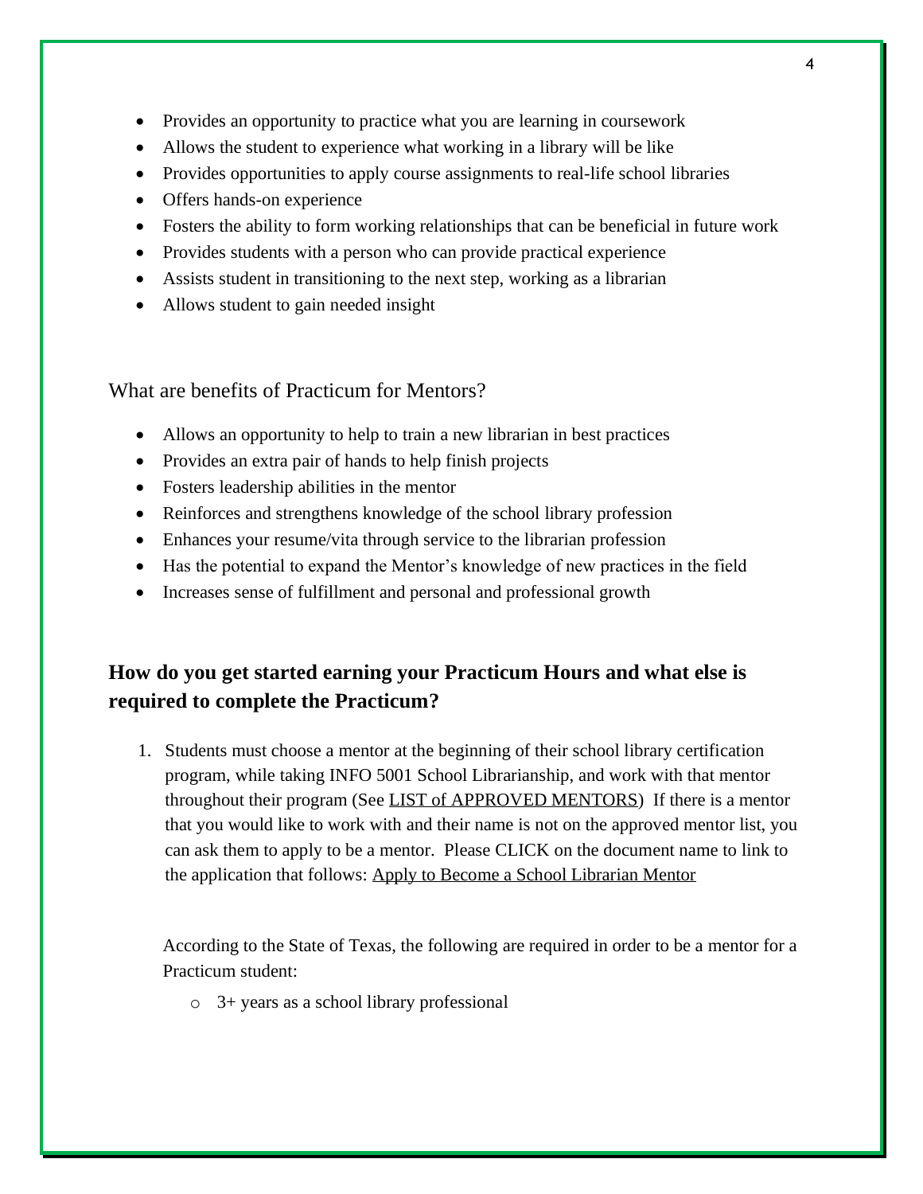- Provides an opportunity to practice what you are learning in coursework
- Allows the student to experience what working in a library will be like
- Provides opportunities to apply course assignments to real-life school libraries
- Offers hands-on experience
- Fosters the ability to form working relationships that can be beneficial in future work
- Provides students with a person who can provide practical experience
- Assists student in transitioning to the next step, working as a librarian
- Allows student to gain needed insight

What are benefits of Practicum for Mentors?

- Allows an opportunity to help to train a new librarian in best practices
- Provides an extra pair of hands to help finish projects
- Fosters leadership abilities in the mentor
- Reinforces and strengthens knowledge of the school library profession
- Enhances your resume/vita through service to the librarian profession
- Has the potential to expand the Mentor's knowledge of new practices in the field
- Increases sense of fulfillment and personal and professional growth

## How do you get started earning your Practicum Hours and what else is required to complete the Practicum?

1. Students must choose a mentor at the beginning of their school library certification program, while taking INFO 5001 School Librarianship, and work with that mentor throughout their program (See LIST of APPROVED MENTORS) If there is a mentor that you would like to work with and their name is not on the approved mentor list, you can ask them to apply to be a mentor. Please CLICK on the document name to link to the application that follows: Apply to Become a School Librarian Mentor

   According to the State of Texas, the following are required in order to be a mentor for a Practicum student:

   - 3+ years as a school library professional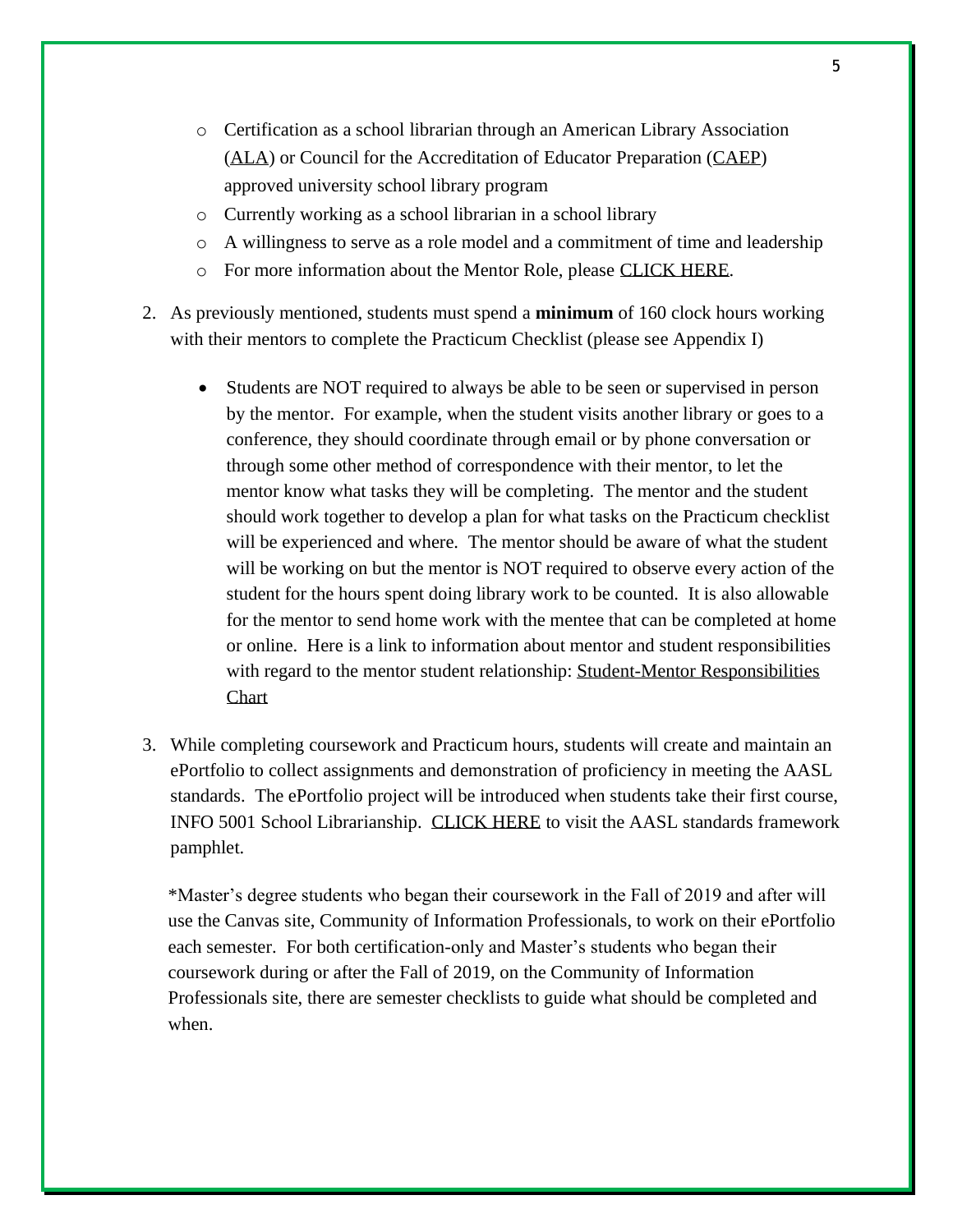- Certification as a school librarian through an American Library Association (ALA) or Council for the Accreditation of Educator Preparation (CAEP) approved university school library program
- Currently working as a school librarian in a school library
- A willingness to serve as a role model and a commitment of time and leadership
- For more information about the Mentor Role, please CLICK HERE.

2. As previously mentioned, students must spend a **minimum** of 160 clock hours working with their mentors to complete the Practicum Checklist (please see Appendix I)

    - Students are NOT required to always be able to be seen or supervised in person by the mentor. For example, when the student visits another library or goes to a conference, they should coordinate through email or by phone conversation or through some other method of correspondence with their mentor, to let the mentor know what tasks they will be completing. The mentor and the student should work together to develop a plan for what tasks on the Practicum checklist will be experienced and where. The mentor should be aware of what the student will be working on but the mentor is NOT required to observe every action of the student for the hours spent doing library work to be counted. It is also allowable for the mentor to send home work with the mentee that can be completed at home or online. Here is a link to information about mentor and student responsibilities with regard to the mentor student relationship: Student-Mentor Responsibilities Chart

3. While completing coursework and Practicum hours, students will create and maintain an ePortfolio to collect assignments and demonstration of proficiency in meeting the AASL standards. The ePortfolio project will be introduced when students take their first course, INFO 5001 School Librarianship. CLICK HERE to visit the AASL standards framework pamphlet.

    *Master's degree students who began their coursework in the Fall of 2019 and after will use the Canvas site, Community of Information Professionals, to work on their ePortfolio each semester. For both certification-only and Master's students who began their coursework during or after the Fall of 2019, on the Community of Information Professionals site, there are semester checklists to guide what should be completed and when.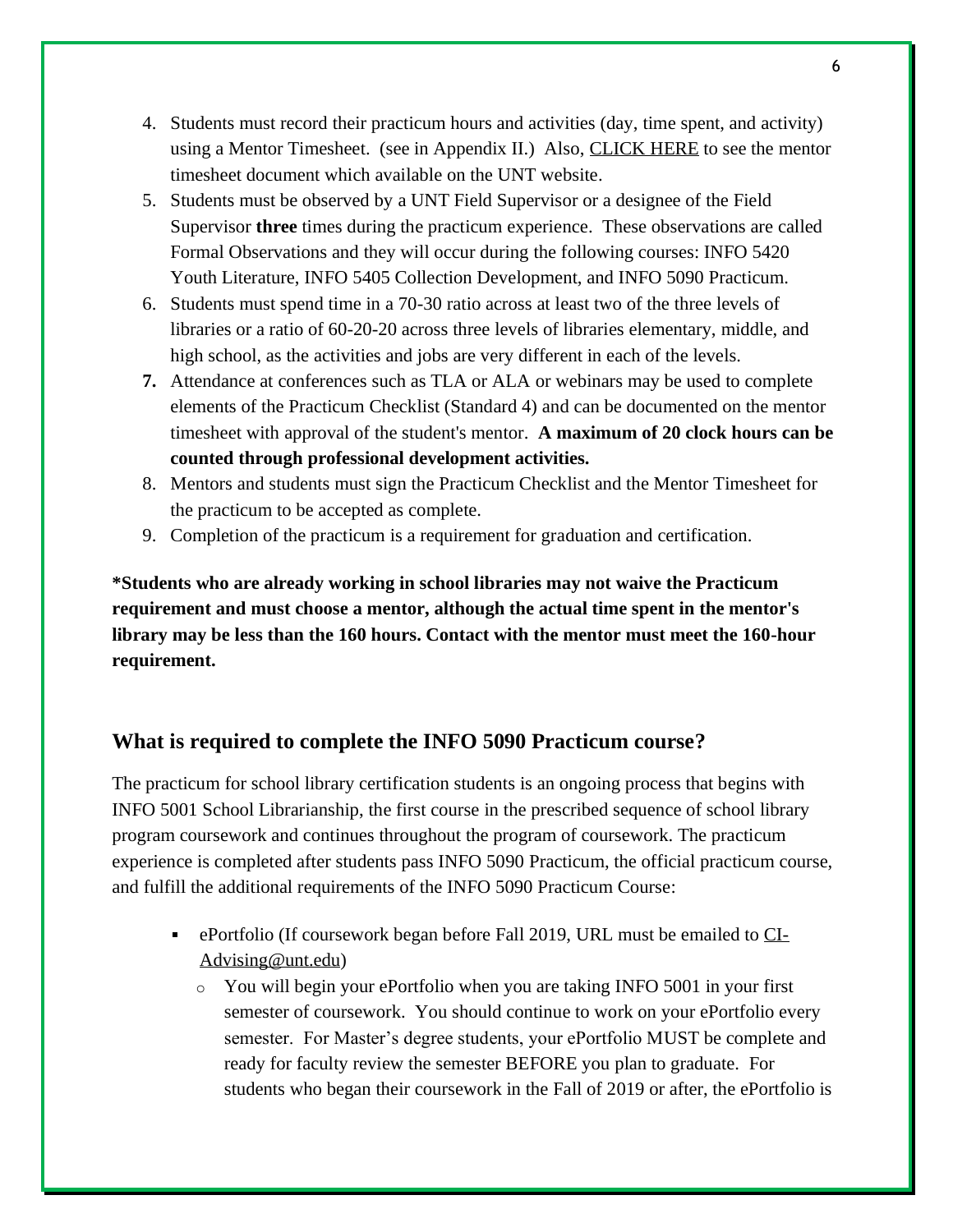4. Students must record their practicum hours and activities (day, time spent, and activity) using a Mentor Timesheet. (see in Appendix II.) Also, CLICK HERE to see the mentor timesheet document which available on the UNT website.
5. Students must be observed by a UNT Field Supervisor or a designee of the Field Supervisor **three** times during the practicum experience. These observations are called Formal Observations and they will occur during the following courses: INFO 5420 Youth Literature, INFO 5405 Collection Development, and INFO 5090 Practicum.
6. Students must spend time in a 70-30 ratio across at least two of the three levels of libraries or a ratio of 60-20-20 across three levels of libraries elementary, middle, and high school, as the activities and jobs are very different in each of the levels.
7. Attendance at conferences such as TLA or ALA or webinars may be used to complete elements of the Practicum Checklist (Standard 4) and can be documented on the mentor timesheet with approval of the student's mentor. **A maximum of 20 clock hours can be counted through professional development activities.**
8. Mentors and students must sign the Practicum Checklist and the Mentor Timesheet for the practicum to be accepted as complete.
9. Completion of the practicum is a requirement for graduation and certification.

**\*Students who are already working in school libraries may not waive the Practicum requirement and must choose a mentor, although the actual time spent in the mentor's library may be less than the 160 hours. Contact with the mentor must meet the 160-hour requirement.**

## What is required to complete the INFO 5090 Practicum course?

The practicum for school library certification students is an ongoing process that begins with INFO 5001 School Librarianship, the first course in the prescribed sequence of school library program coursework and continues throughout the program of coursework. The practicum experience is completed after students pass INFO 5090 Practicum, the official practicum course, and fulfill the additional requirements of the INFO 5090 Practicum Course:

- ePortfolio (If coursework began before Fall 2019, URL must be emailed to CI-Advising@unt.edu)
  - You will begin your ePortfolio when you are taking INFO 5001 in your first semester of coursework. You should continue to work on your ePortfolio every semester. For Master's degree students, your ePortfolio MUST be complete and ready for faculty review the semester BEFORE you plan to graduate. For students who began their coursework in the Fall of 2019 or after, the ePortfolio is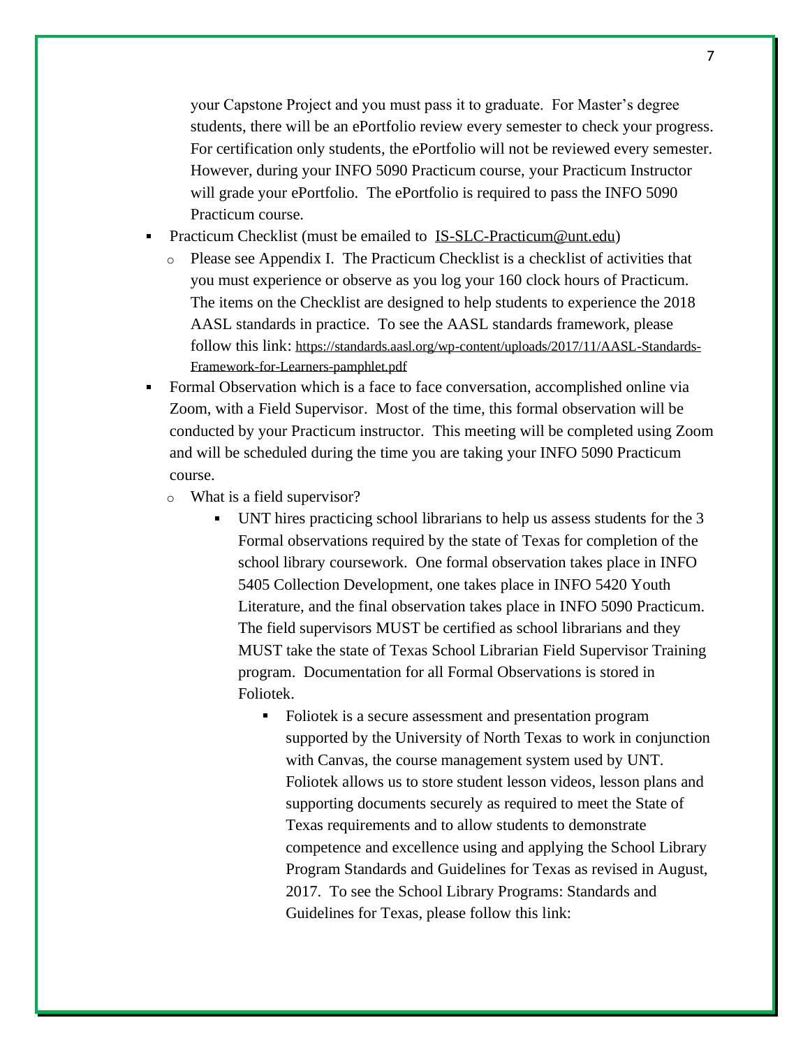your Capstone Project and you must pass it to graduate. For Master's degree students, there will be an ePortfolio review every semester to check your progress. For certification only students, the ePortfolio will not be reviewed every semester. However, during your INFO 5090 Practicum course, your Practicum Instructor will grade your ePortfolio. The ePortfolio is required to pass the INFO 5090 Practicum course.

- Practicum Checklist (must be emailed to IS-SLC-Practicum@unt.edu)
  - Please see Appendix I. The Practicum Checklist is a checklist of activities that you must experience or observe as you log your 160 clock hours of Practicum. The items on the Checklist are designed to help students to experience the 2018 AASL standards in practice. To see the AASL standards framework, please follow this link: https://standards.aasl.org/wp-content/uploads/2017/11/AASL-Standards-Framework-for-Learners-pamphlet.pdf
- Formal Observation which is a face to face conversation, accomplished online via Zoom, with a Field Supervisor. Most of the time, this formal observation will be conducted by your Practicum instructor. This meeting will be completed using Zoom and will be scheduled during the time you are taking your INFO 5090 Practicum course.
  - What is a field supervisor?
    - UNT hires practicing school librarians to help us assess students for the 3 Formal observations required by the state of Texas for completion of the school library coursework. One formal observation takes place in INFO 5405 Collection Development, one takes place in INFO 5420 Youth Literature, and the final observation takes place in INFO 5090 Practicum. The field supervisors MUST be certified as school librarians and they MUST take the state of Texas School Librarian Field Supervisor Training program. Documentation for all Formal Observations is stored in Foliotek.
      - Foliotek is a secure assessment and presentation program supported by the University of North Texas to work in conjunction with Canvas, the course management system used by UNT. Foliotek allows us to store student lesson videos, lesson plans and supporting documents securely as required to meet the State of Texas requirements and to allow students to demonstrate competence and excellence using and applying the School Library Program Standards and Guidelines for Texas as revised in August, 2017. To see the School Library Programs: Standards and Guidelines for Texas, please follow this link: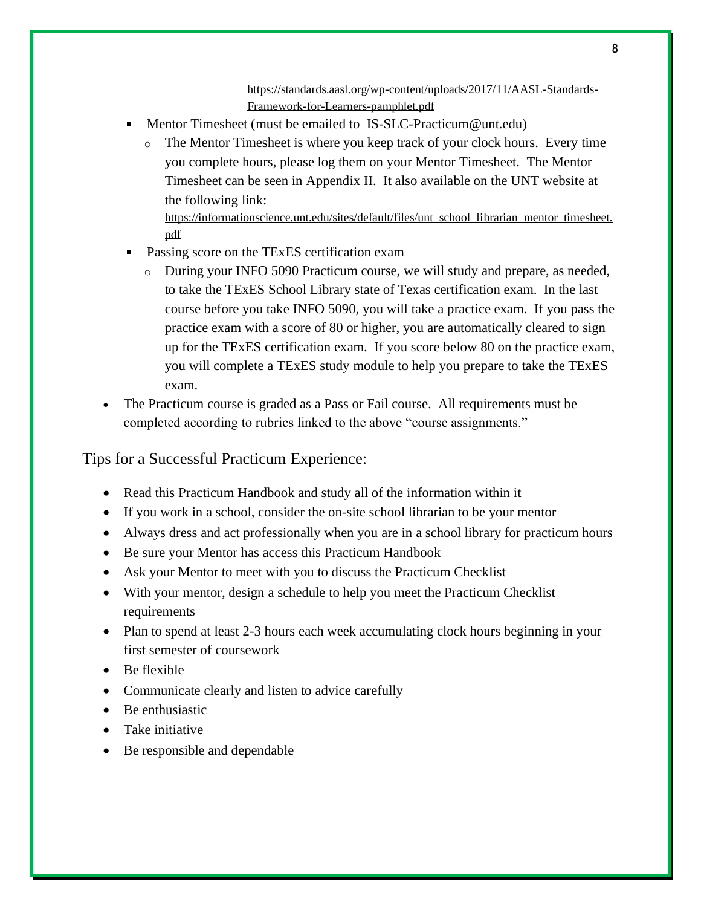https://standards.aasl.org/wp-content/uploads/2017/11/AASL-Standards-Framework-for-Learners-pamphlet.pdf

- Mentor Timesheet (must be emailed to IS-SLC-Practicum@unt.edu)
  - The Mentor Timesheet is where you keep track of your clock hours. Every time you complete hours, please log them on your Mentor Timesheet. The Mentor Timesheet can be seen in Appendix II. It also available on the UNT website at the following link: https://informationscience.unt.edu/sites/default/files/unt_school_librarian_mentor_timesheet.pdf
- Passing score on the TExES certification exam
  - During your INFO 5090 Practicum course, we will study and prepare, as needed, to take the TExES School Library state of Texas certification exam. In the last course before you take INFO 5090, you will take a practice exam. If you pass the practice exam with a score of 80 or higher, you are automatically cleared to sign up for the TExES certification exam. If you score below 80 on the practice exam, you will complete a TExES study module to help you prepare to take the TExES exam.

- The Practicum course is graded as a Pass or Fail course. All requirements must be completed according to rubrics linked to the above "course assignments."

## Tips for a Successful Practicum Experience:

- Read this Practicum Handbook and study all of the information within it
- If you work in a school, consider the on-site school librarian to be your mentor
- Always dress and act professionally when you are in a school library for practicum hours
- Be sure your Mentor has access this Practicum Handbook
- Ask your Mentor to meet with you to discuss the Practicum Checklist
- With your mentor, design a schedule to help you meet the Practicum Checklist requirements
- Plan to spend at least 2-3 hours each week accumulating clock hours beginning in your first semester of coursework
- Be flexible
- Communicate clearly and listen to advice carefully
- Be enthusiastic
- Take initiative
- Be responsible and dependable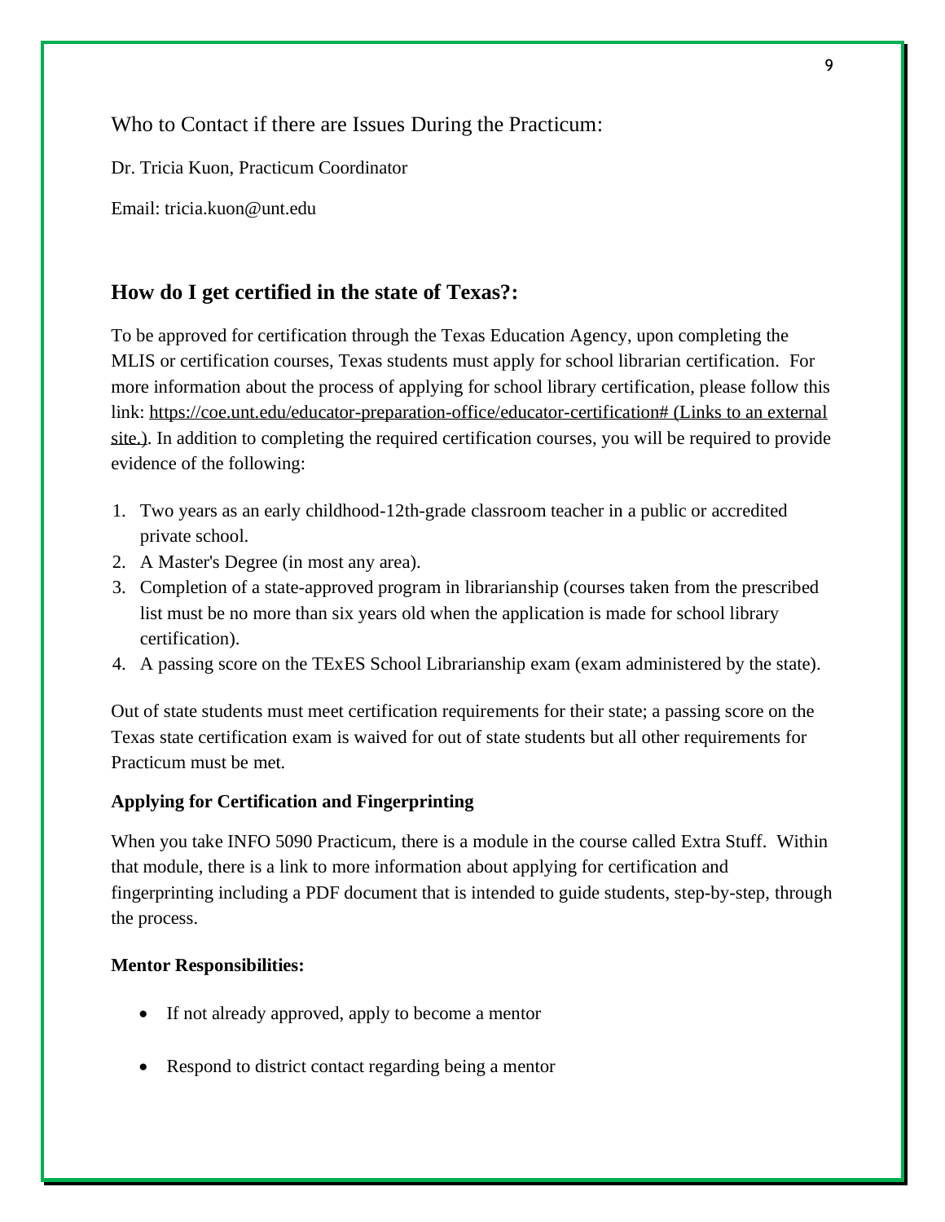## Who to Contact if there are Issues During the Practicum:

Dr. Tricia Kuon, Practicum Coordinator

Email: tricia.kuon@unt.edu

## How do I get certified in the state of Texas?:

To be approved for certification through the Texas Education Agency, upon completing the MLIS or certification courses, Texas students must apply for school librarian certification. For more information about the process of applying for school library certification, please follow this link: https://coe.unt.edu/educator-preparation-office/educator-certification# (Links to an external site.). In addition to completing the required certification courses, you will be required to provide evidence of the following:

1. Two years as an early childhood-12th-grade classroom teacher in a public or accredited private school.
2. A Master's Degree (in most any area).
3. Completion of a state-approved program in librarianship (courses taken from the prescribed list must be no more than six years old when the application is made for school library certification).
4. A passing score on the TExES School Librarianship exam (exam administered by the state).

Out of state students must meet certification requirements for their state; a passing score on the Texas state certification exam is waived for out of state students but all other requirements for Practicum must be met.

**Applying for Certification and Fingerprinting**

When you take INFO 5090 Practicum, there is a module in the course called Extra Stuff. Within that module, there is a link to more information about applying for certification and fingerprinting including a PDF document that is intended to guide students, step-by-step, through the process.

**Mentor Responsibilities:**

- If not already approved, apply to become a mentor
- Respond to district contact regarding being a mentor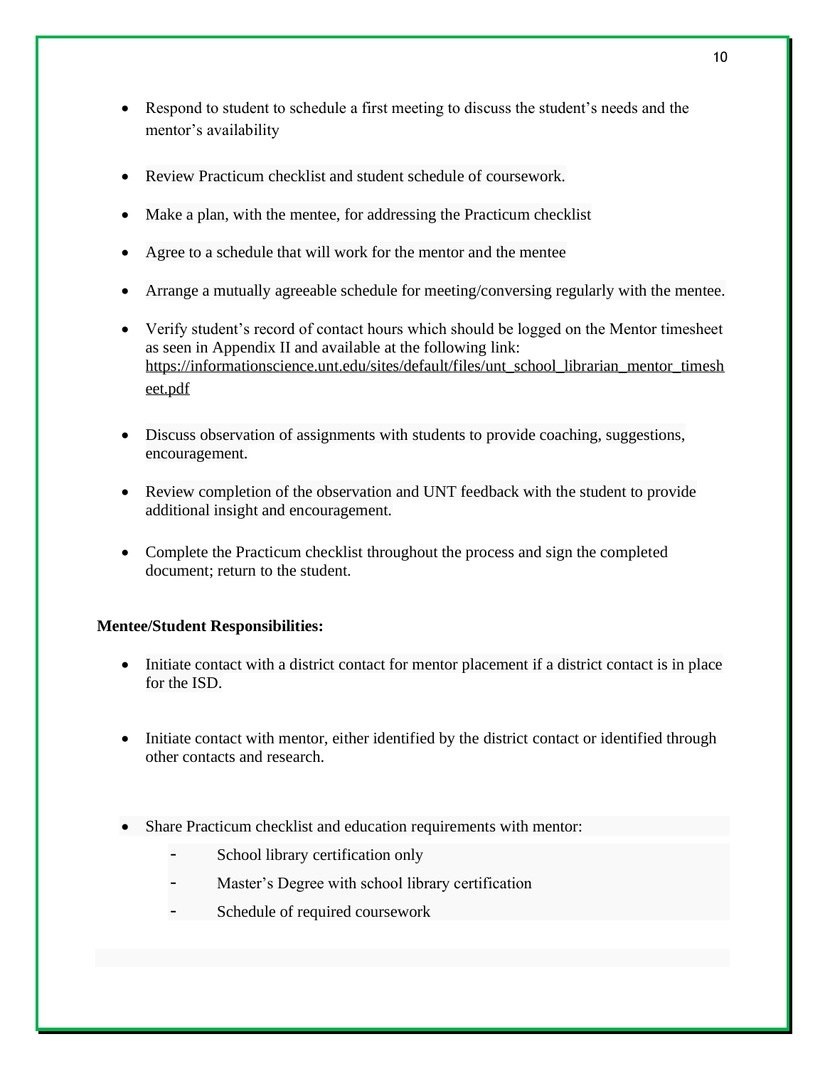- Respond to student to schedule a first meeting to discuss the student's needs and the mentor's availability

- Review Practicum checklist and student schedule of coursework.

- Make a plan, with the mentee, for addressing the Practicum checklist

- Agree to a schedule that will work for the mentor and the mentee

- Arrange a mutually agreeable schedule for meeting/conversing regularly with the mentee.

- Verify student's record of contact hours which should be logged on the Mentor timesheet as seen in Appendix II and available at the following link: https://informationscience.unt.edu/sites/default/files/unt_school_librarian_mentor_timesheet.pdf

- Discuss observation of assignments with students to provide coaching, suggestions, encouragement.

- Review completion of the observation and UNT feedback with the student to provide additional insight and encouragement.

- Complete the Practicum checklist throughout the process and sign the completed document; return to the student.

**Mentee/Student Responsibilities:**

- Initiate contact with a district contact for mentor placement if a district contact is in place for the ISD.

- Initiate contact with mentor, either identified by the district contact or identified through other contacts and research.

- Share Practicum checklist and education requirements with mentor:
  - School library certification only
  - Master's Degree with school library certification
  - Schedule of required coursework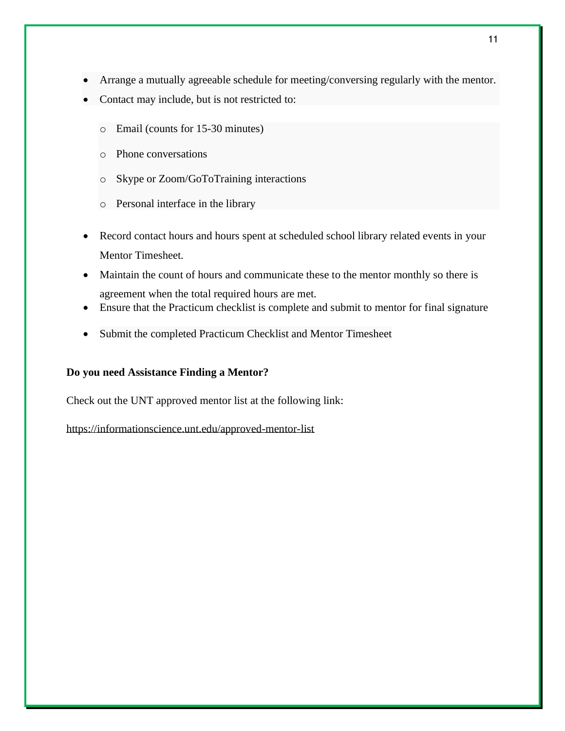- Arrange a mutually agreeable schedule for meeting/conversing regularly with the mentor.
- Contact may include, but is not restricted to:
  - Email (counts for 15-30 minutes)
  - Phone conversations
  - Skype or Zoom/GoToTraining interactions
  - Personal interface in the library
- Record contact hours and hours spent at scheduled school library related events in your Mentor Timesheet.
- Maintain the count of hours and communicate these to the mentor monthly so there is agreement when the total required hours are met.
- Ensure that the Practicum checklist is complete and submit to mentor for final signature
- Submit the completed Practicum Checklist and Mentor Timesheet

**Do you need Assistance Finding a Mentor?**

Check out the UNT approved mentor list at the following link:

https://informationscience.unt.edu/approved-mentor-list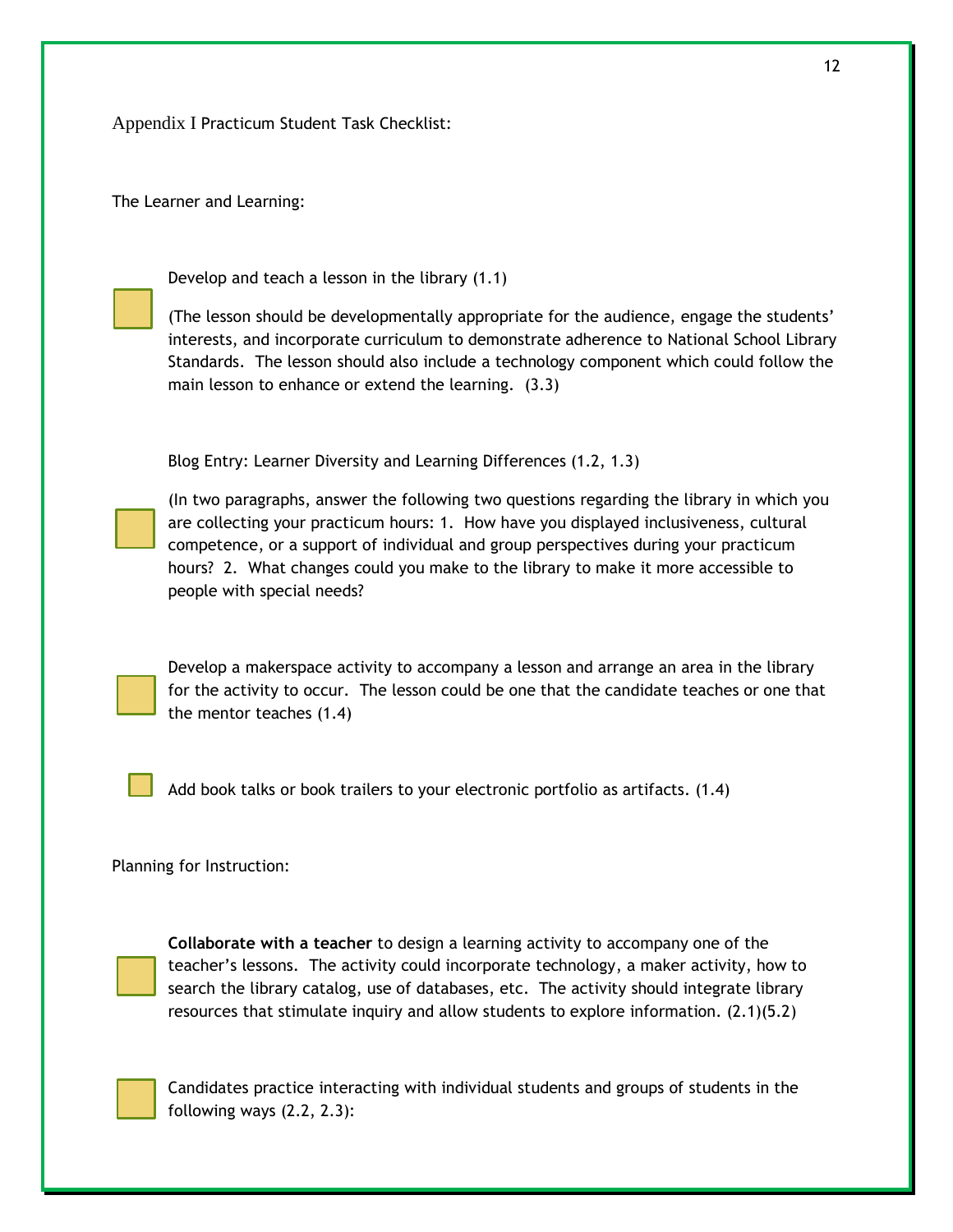Appendix I Practicum Student Task Checklist:

The Learner and Learning:

- [ ] Develop and teach a lesson in the library (1.1)

  (The lesson should be developmentally appropriate for the audience, engage the students' interests, and incorporate curriculum to demonstrate adherence to National School Library Standards. The lesson should also include a technology component which could follow the main lesson to enhance or extend the learning. (3.3)

- [ ] Blog Entry: Learner Diversity and Learning Differences (1.2, 1.3)

  (In two paragraphs, answer the following two questions regarding the library in which you are collecting your practicum hours: 1. How have you displayed inclusiveness, cultural competence, or a support of individual and group perspectives during your practicum hours? 2. What changes could you make to the library to make it more accessible to people with special needs?

- [ ] Develop a makerspace activity to accompany a lesson and arrange an area in the library for the activity to occur. The lesson could be one that the candidate teaches or one that the mentor teaches (1.4)

- [ ] Add book talks or book trailers to your electronic portfolio as artifacts. (1.4)

Planning for Instruction:

- [ ] **Collaborate with a teacher** to design a learning activity to accompany one of the teacher's lessons. The activity could incorporate technology, a maker activity, how to search the library catalog, use of databases, etc. The activity should integrate library resources that stimulate inquiry and allow students to explore information. (2.1)(5.2)

- [ ] Candidates practice interacting with individual students and groups of students in the following ways (2.2, 2.3):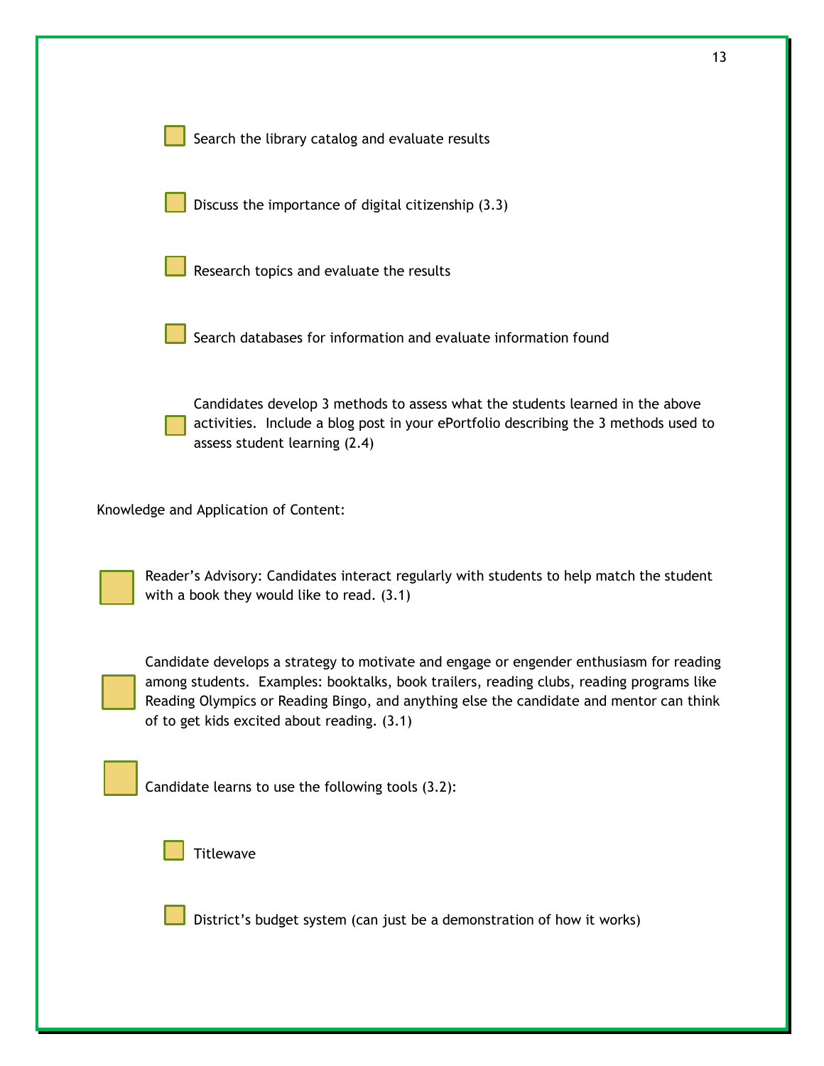- [ ] Search the library catalog and evaluate results
- [ ] Discuss the importance of digital citizenship (3.3)
- [ ] Research topics and evaluate the results
- [ ] Search databases for information and evaluate information found
- [ ] Candidates develop 3 methods to assess what the students learned in the above activities. Include a blog post in your ePortfolio describing the 3 methods used to assess student learning (2.4)

Knowledge and Application of Content:

- [ ] Reader's Advisory: Candidates interact regularly with students to help match the student with a book they would like to read. (3.1)

- [ ] Candidate develops a strategy to motivate and engage or engender enthusiasm for reading among students. Examples: booktalks, book trailers, reading clubs, reading programs like Reading Olympics or Reading Bingo, and anything else the candidate and mentor can think of to get kids excited about reading. (3.1)

- [ ] Candidate learns to use the following tools (3.2):
    - [ ] Titlewave
    - [ ] District's budget system (can just be a demonstration of how it works)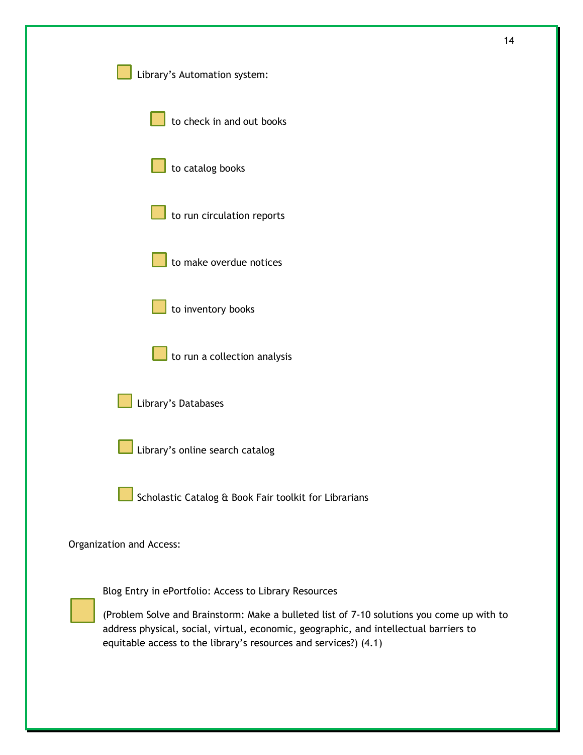- [ ] Library's Automation system:
    - [ ] to check in and out books
    - [ ] to catalog books
    - [ ] to run circulation reports
    - [ ] to make overdue notices
    - [ ] to inventory books
    - [ ] to run a collection analysis
- [ ] Library's Databases
- [ ] Library's online search catalog
- [ ] Scholastic Catalog & Book Fair toolkit for Librarians

Organization and Access:

- [ ] Blog Entry in ePortfolio: Access to Library Resources

    (Problem Solve and Brainstorm: Make a bulleted list of 7-10 solutions you come up with to address physical, social, virtual, economic, geographic, and intellectual barriers to equitable access to the library's resources and services?) (4.1)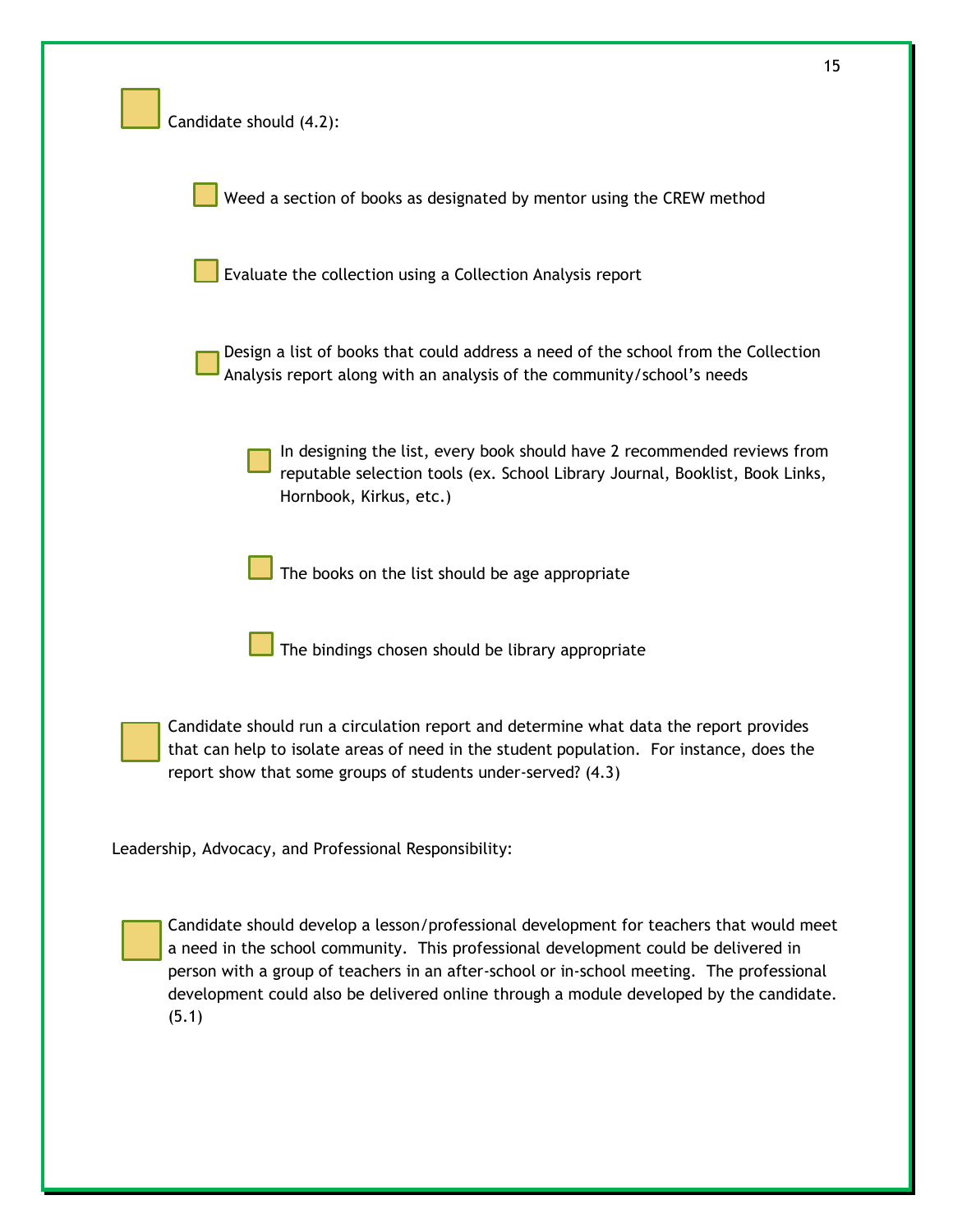- [ ] Candidate should (4.2):

    - [ ] Weed a section of books as designated by mentor using the CREW method

    - [ ] Evaluate the collection using a Collection Analysis report

    - [ ] Design a list of books that could address a need of the school from the Collection Analysis report along with an analysis of the community/school's needs

        - [ ] In designing the list, every book should have 2 recommended reviews from reputable selection tools (ex. School Library Journal, Booklist, Book Links, Hornbook, Kirkus, etc.)

        - [ ] The books on the list should be age appropriate

        - [ ] The bindings chosen should be library appropriate

- [ ] Candidate should run a circulation report and determine what data the report provides that can help to isolate areas of need in the student population. For instance, does the report show that some groups of students under-served? (4.3)

Leadership, Advocacy, and Professional Responsibility:

- [ ] Candidate should develop a lesson/professional development for teachers that would meet a need in the school community. This professional development could be delivered in person with a group of teachers in an after-school or in-school meeting. The professional development could also be delivered online through a module developed by the candidate. (5.1)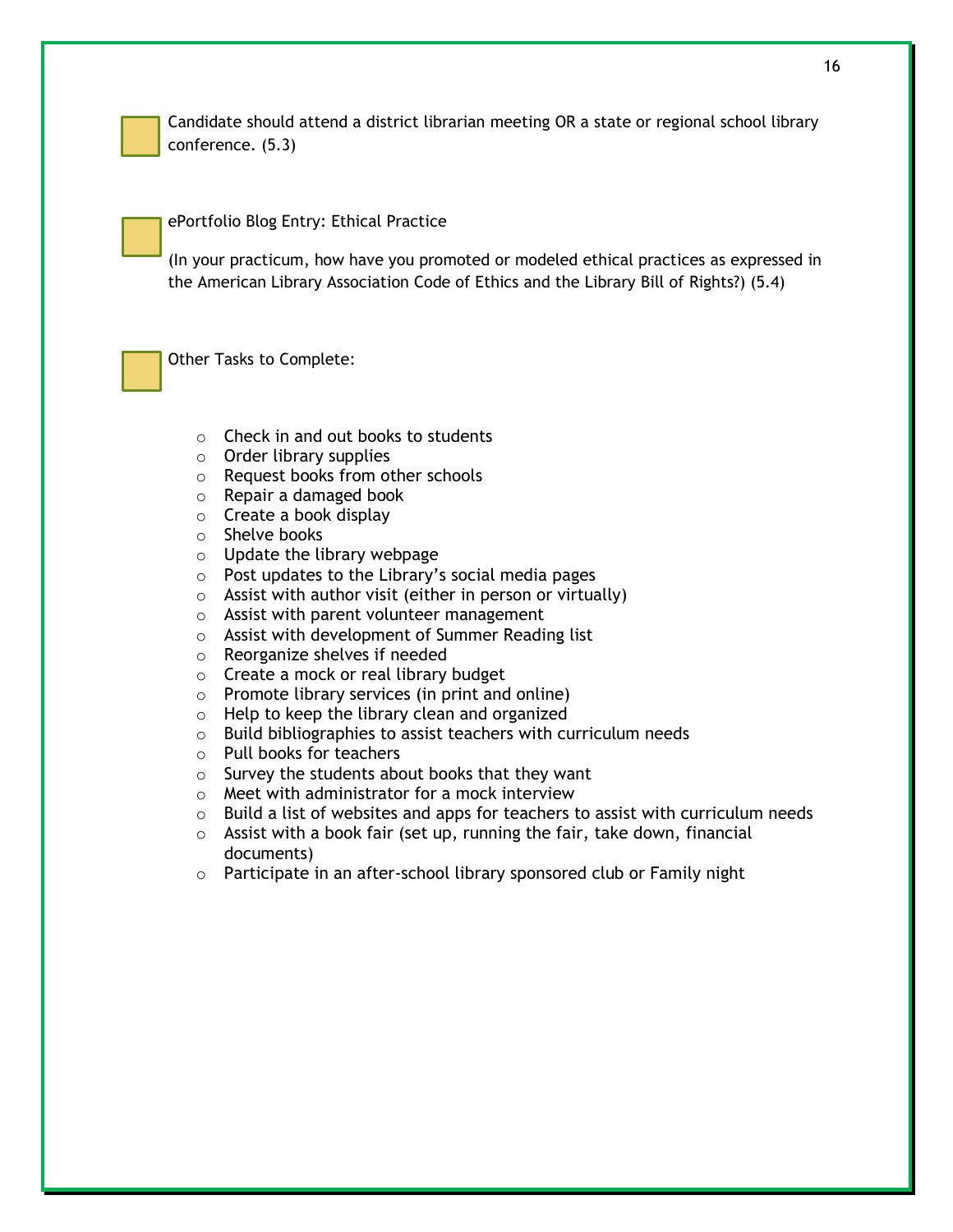- [ ] Candidate should attend a district librarian meeting OR a state or regional school library conference. (5.3)

- [ ] ePortfolio Blog Entry: Ethical Practice

  (In your practicum, how have you promoted or modeled ethical practices as expressed in the American Library Association Code of Ethics and the Library Bill of Rights?) (5.4)

- [ ] Other Tasks to Complete:

  - Check in and out books to students
  - Order library supplies
  - Request books from other schools
  - Repair a damaged book
  - Create a book display
  - Shelve books
  - Update the library webpage
  - Post updates to the Library's social media pages
  - Assist with author visit (either in person or virtually)
  - Assist with parent volunteer management
  - Assist with development of Summer Reading list
  - Reorganize shelves if needed
  - Create a mock or real library budget
  - Promote library services (in print and online)
  - Help to keep the library clean and organized
  - Build bibliographies to assist teachers with curriculum needs
  - Pull books for teachers
  - Survey the students about books that they want
  - Meet with administrator for a mock interview
  - Build a list of websites and apps for teachers to assist with curriculum needs
  - Assist with a book fair (set up, running the fair, take down, financial documents)
  - Participate in an after-school library sponsored club or Family night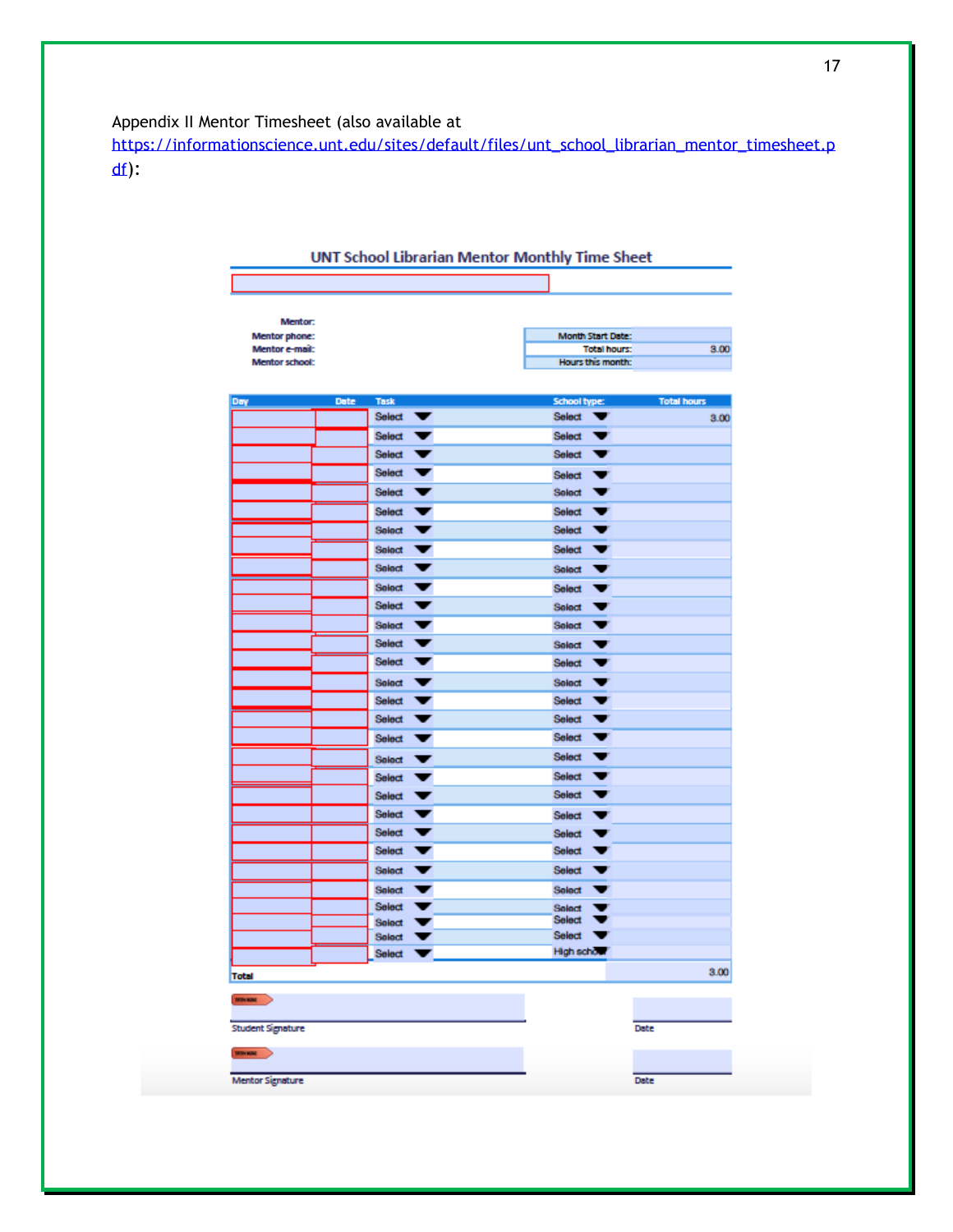Appendix II Mentor Timesheet (also available at https://informationscience.unt.edu/sites/default/files/unt_school_librarian_mentor_timesheet.pdf):

## UNT School Librarian Mentor Monthly Time Sheet

**Mentor:**
**Mentor phone:**
**Mentor e-mail:**
**Mentor school:**

| | |
|---|---|
| Month Start Date: | |
| Total hours: | 3.00 |
| Hours this month: | |

| Day | Date | Task | School type: | Total hours |
|---|---|---|---|---|
| | | Select | Select | 3.00 |
| | | Select | Select | |
| | | Select | Select | |
| | | Select | Select | |
| | | Select | Select | |
| | | Select | Select | |
| | | Select | Select | |
| | | Select | Select | |
| | | Select | Select | |
| | | Select | Select | |
| | | Select | Select | |
| | | Select | Select | |
| | | Select | Select | |
| | | Select | Select | |
| | | Select | Select | |
| | | Select | Select | |
| | | Select | Select | |
| | | Select | Select | |
| | | Select | Select | |
| | | Select | Select | |
| | | Select | Select | |
| | | Select | Select | |
| | | Select | Select | |
| | | Select | Select | |
| | | Select | Select | |
| | | Select | Select | |
| | | Select | Select | |
| | | Select | Select | |
| | | Select | Select | |
| | | Select | High school | |
| Total | | | | 3.00 |

Student Signature &nbsp;&nbsp;&nbsp;&nbsp;&nbsp;&nbsp;&nbsp;&nbsp; Date

Mentor Signature &nbsp;&nbsp;&nbsp;&nbsp;&nbsp;&nbsp;&nbsp;&nbsp; Date